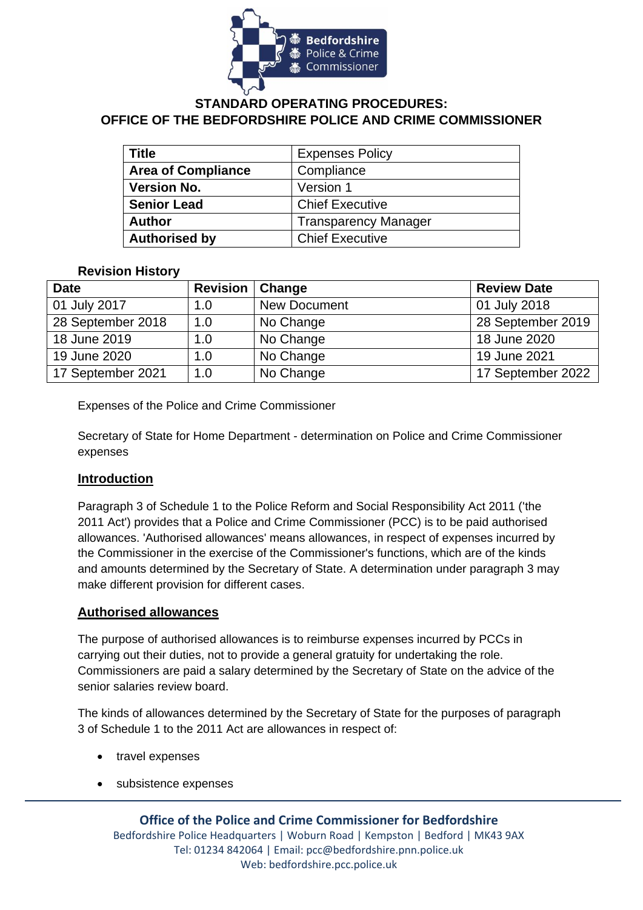# STANDARD OPERATING PROCEDURES: OFFICE OF THE BEDFORDSHIRE POLICE AND CRIME COMMISSIONER

| **Title** | Expenses Policy |
|---|---|
| **Area of Compliance** | Compliance |
| **Version No.** | Version 1 |
| **Senior Lead** | Chief Executive |
| **Author** | Transparency Manager |
| **Authorised by** | Chief Executive |

**Revision History**

| **Date** | **Revision** | **Change** | **Review Date** |
|---|---|---|---|
| 01 July 2017 | 1.0 | New Document | 01 July 2018 |
| 28 September 2018 | 1.0 | No Change | 28 September 2019 |
| 18 June 2019 | 1.0 | No Change | 18 June 2020 |
| 19 June 2020 | 1.0 | No Change | 19 June 2021 |
| 17 September 2021 | 1.0 | No Change | 17 September 2022 |

Expenses of the Police and Crime Commissioner

Secretary of State for Home Department - determination on Police and Crime Commissioner expenses

## Introduction

Paragraph 3 of Schedule 1 to the Police Reform and Social Responsibility Act 2011 ('the 2011 Act') provides that a Police and Crime Commissioner (PCC) is to be paid authorised allowances. 'Authorised allowances' means allowances, in respect of expenses incurred by the Commissioner in the exercise of the Commissioner's functions, which are of the kinds and amounts determined by the Secretary of State. A determination under paragraph 3 may make different provision for different cases.

## Authorised allowances

The purpose of authorised allowances is to reimburse expenses incurred by PCCs in carrying out their duties, not to provide a general gratuity for undertaking the role. Commissioners are paid a salary determined by the Secretary of State on the advice of the senior salaries review board.

The kinds of allowances determined by the Secretary of State for the purposes of paragraph 3 of Schedule 1 to the 2011 Act are allowances in respect of:

- travel expenses
- subsistence expenses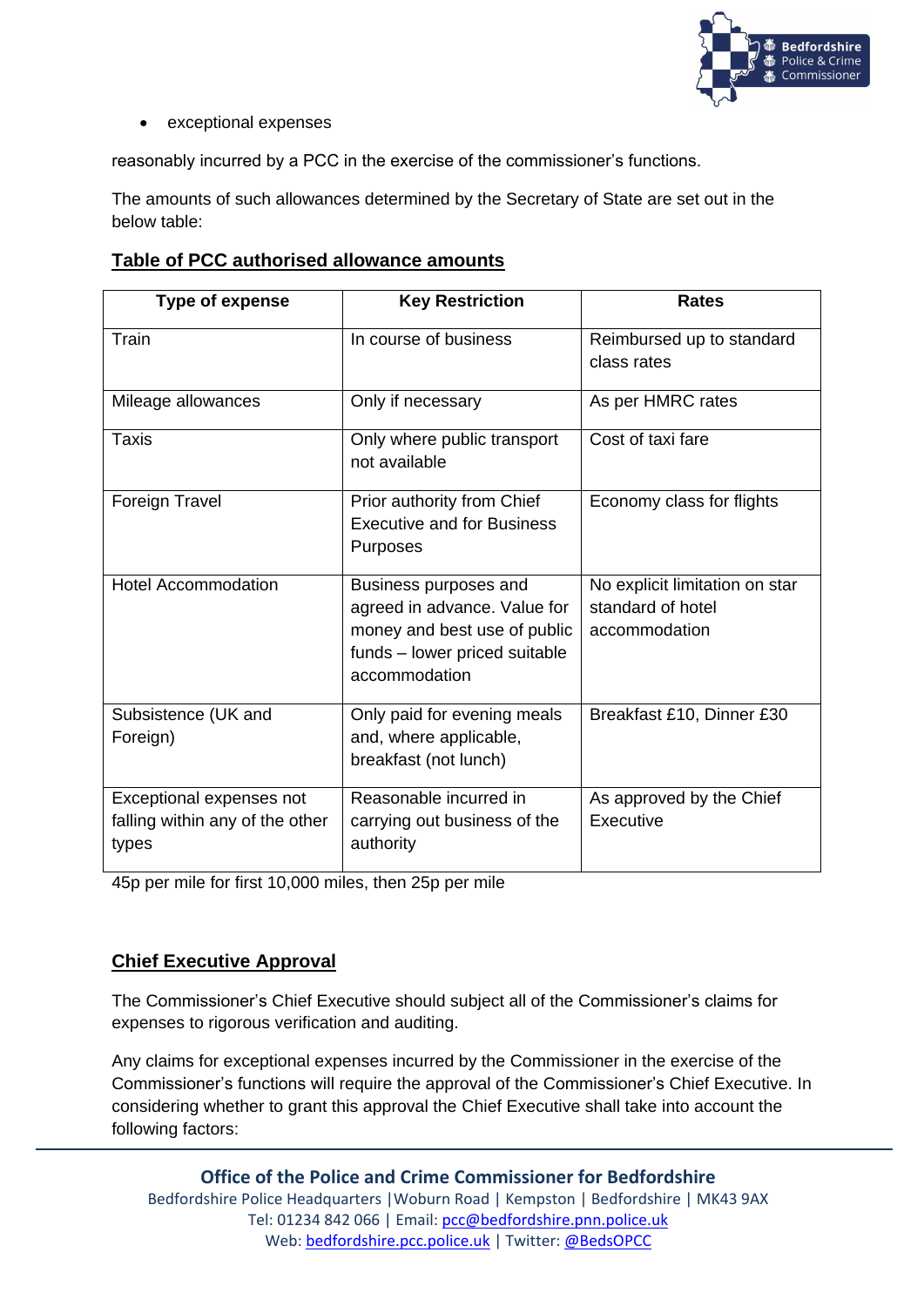- exceptional expenses

reasonably incurred by a PCC in the exercise of the commissioner's functions.

The amounts of such allowances determined by the Secretary of State are set out in the below table:

**Table of PCC authorised allowance amounts**

| Type of expense | Key Restriction | Rates |
|---|---|---|
| Train | In course of business | Reimbursed up to standard class rates |
| Mileage allowances | Only if necessary | As per HMRC rates |
| Taxis | Only where public transport not available | Cost of taxi fare |
| Foreign Travel | Prior authority from Chief Executive and for Business Purposes | Economy class for flights |
| Hotel Accommodation | Business purposes and agreed in advance. Value for money and best use of public funds – lower priced suitable accommodation | No explicit limitation on star standard of hotel accommodation |
| Subsistence (UK and Foreign) | Only paid for evening meals and, where applicable, breakfast (not lunch) | Breakfast £10, Dinner £30 |
| Exceptional expenses not falling within any of the other types | Reasonable incurred in carrying out business of the authority | As approved by the Chief Executive |

45p per mile for first 10,000 miles, then 25p per mile

## Chief Executive Approval

The Commissioner's Chief Executive should subject all of the Commissioner's claims for expenses to rigorous verification and auditing.

Any claims for exceptional expenses incurred by the Commissioner in the exercise of the Commissioner's functions will require the approval of the Commissioner's Chief Executive. In considering whether to grant this approval the Chief Executive shall take into account the following factors: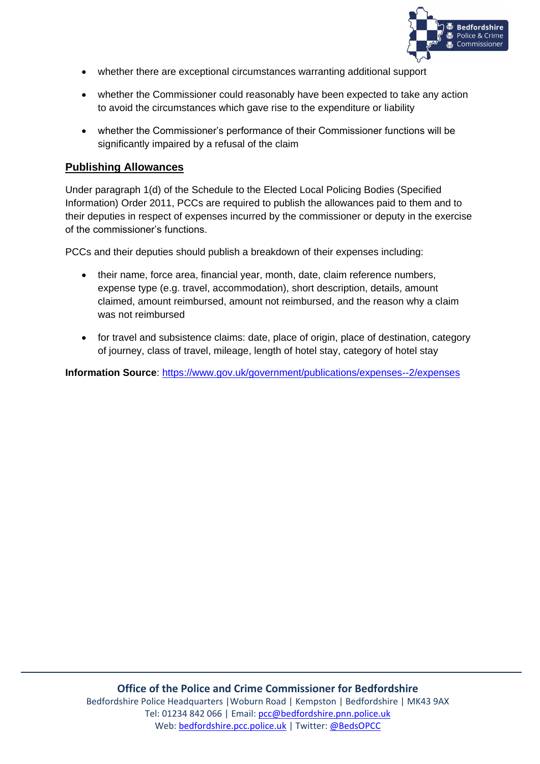- whether there are exceptional circumstances warranting additional support
- whether the Commissioner could reasonably have been expected to take any action to avoid the circumstances which gave rise to the expenditure or liability
- whether the Commissioner's performance of their Commissioner functions will be significantly impaired by a refusal of the claim

## Publishing Allowances

Under paragraph 1(d) of the Schedule to the Elected Local Policing Bodies (Specified Information) Order 2011, PCCs are required to publish the allowances paid to them and to their deputies in respect of expenses incurred by the commissioner or deputy in the exercise of the commissioner's functions.

PCCs and their deputies should publish a breakdown of their expenses including:

- their name, force area, financial year, month, date, claim reference numbers, expense type (e.g. travel, accommodation), short description, details, amount claimed, amount reimbursed, amount not reimbursed, and the reason why a claim was not reimbursed
- for travel and subsistence claims: date, place of origin, place of destination, category of journey, class of travel, mileage, length of hotel stay, category of hotel stay

**Information Source**: https://www.gov.uk/government/publications/expenses--2/expenses